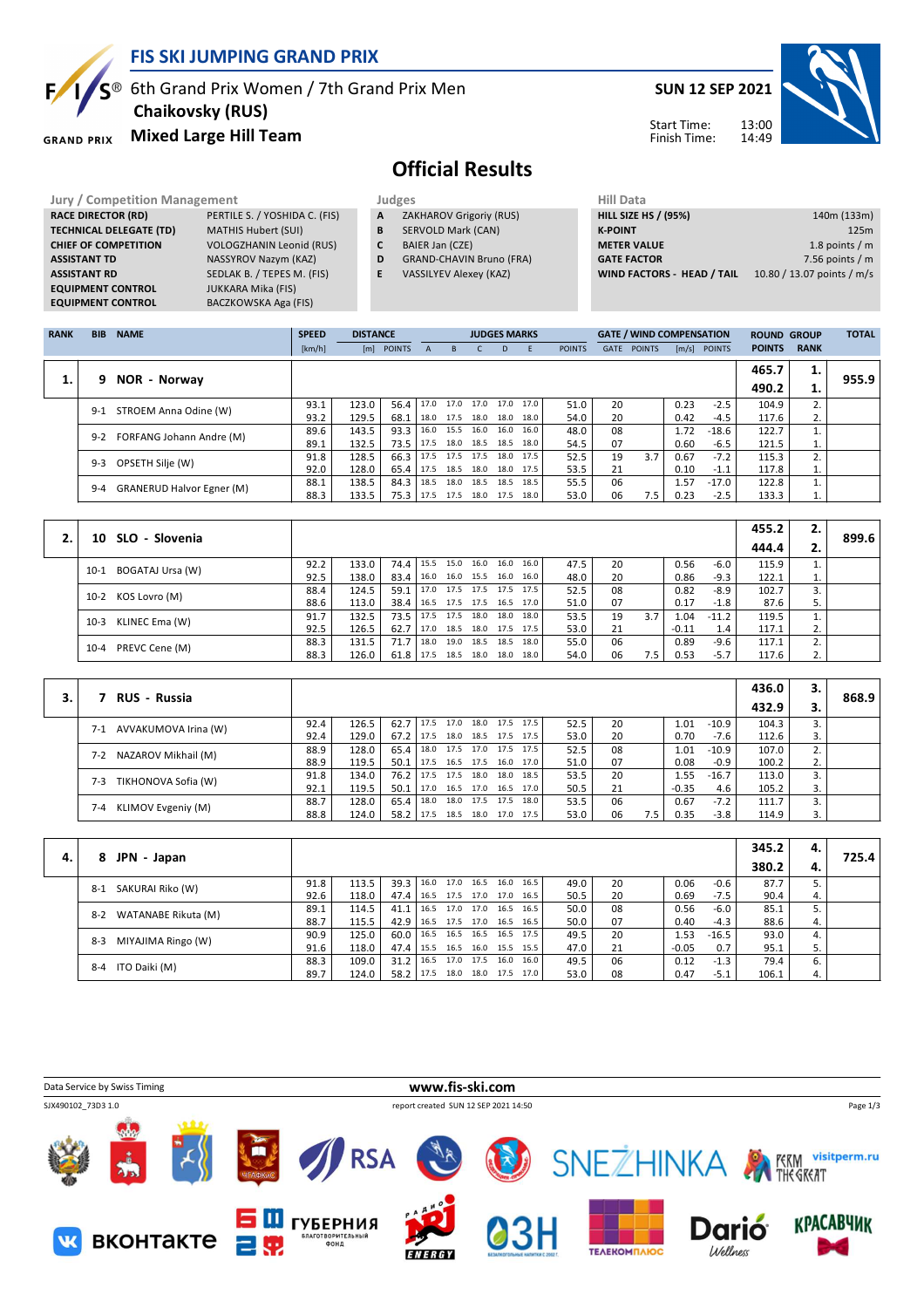# FIS SKI JUMPING GRAND PRIX

6th Grand Prix Women / 7th Grand Prix Men
**Chaikovsky (RUS)**
**Mixed Large Hill Team**

**SUN 12 SEP 2021**

Start Time: 13:00
Finish Time: 14:49

## Official Results

| Jury / Competition Management | |
|---|---|
| RACE DIRECTOR (RD) | PERTILE S. / YOSHIDA C. (FIS) |
| TECHNICAL DELEGATE (TD) | MATHIS Hubert (SUI) |
| CHIEF OF COMPETITION | VOLOGZHANIN Leonid (RUS) |
| ASSISTANT TD | NASSYROV Nazym (KAZ) |
| ASSISTANT RD | SEDLAK B. / TEPES M. (FIS) |
| EQUIPMENT CONTROL | JUKKARA Mika (FIS) |
| EQUIPMENT CONTROL | BACZKOWSKA Aga (FIS) |

| Judges | |
|---|---|
| A | ZAKHAROV Grigoriy (RUS) |
| B | SERVOLD Mark (CAN) |
| C | BAIER Jan (CZE) |
| D | GRAND-CHAVIN Bruno (FRA) |
| E | VASSILYEV Alexey (KAZ) |

| Hill Data | |
|---|---|
| HILL SIZE HS / (95%) | 140m (133m) |
| K-POINT | 125m |
| METER VALUE | 1.8 points / m |
| GATE FACTOR | 7.56 points / m |
| WIND FACTORS - HEAD / TAIL | 10.80 / 13.07 points / m/s |

| RANK | BIB | NAME | SPEED [km/h] | DISTANCE [m] | DISTANCE POINTS | A | B | C | D | E | JUDGES POINTS | GATE | GATE POINTS | WIND [m/s] | WIND POINTS | ROUND POINTS | GROUP RANK | TOTAL |
|---|---|---|---|---|---|---|---|---|---|---|---|---|---|---|---|---|---|---|
| 1. | 9 | NOR - Norway | | | | | | | | | | | | | | 465.7 | 1. | 955.9 |
| | | | | | | | | | | | | | | | | 490.2 | 1. | |
| | 9-1 | STROEM Anna Odine (W) | 93.1 | 123.0 | 56.4 | 17.0 | 17.0 | 17.0 | 17.0 | 17.0 | 51.0 | 20 | | 0.23 | -2.5 | 104.9 | 2. | |
| | | | 93.2 | 129.5 | 68.1 | 18.0 | 17.5 | 18.0 | 18.0 | 18.0 | 54.0 | 20 | | 0.42 | -4.5 | 117.6 | 2. | |
| | 9-2 | FORFANG Johann Andre (M) | 89.6 | 143.5 | 93.3 | 16.0 | 15.5 | 16.0 | 16.0 | 16.0 | 48.0 | 08 | | 1.72 | -18.6 | 122.7 | 1. | |
| | | | 89.1 | 132.5 | 73.5 | 17.5 | 18.0 | 18.5 | 18.5 | 18.0 | 54.5 | 07 | | 0.60 | -6.5 | 121.5 | 1. | |
| | 9-3 | OPSETH Silje (W) | 91.8 | 128.5 | 66.3 | 17.5 | 17.5 | 17.5 | 18.0 | 17.5 | 52.5 | 19 | 3.7 | 0.67 | -7.2 | 115.3 | 2. | |
| | | | 92.0 | 128.0 | 65.4 | 17.5 | 18.0 | 18.0 | 18.0 | 17.5 | 53.5 | 21 | | 0.10 | -1.1 | 117.8 | 1. | |
| | 9-4 | GRANERUD Halvor Egner (M) | 88.1 | 138.5 | 84.3 | 18.5 | 18.0 | 18.5 | 18.5 | 18.5 | 55.5 | 06 | | 1.57 | -17.0 | 122.8 | 1. | |
| | | | 88.3 | 133.5 | 75.3 | 17.5 | 17.5 | 18.0 | 17.5 | 18.0 | 53.0 | 06 | 7.5 | 0.23 | -2.5 | 133.3 | 1. | |
| 2. | 10 | SLO - Slovenia | | | | | | | | | | | | | | 455.2 | 2. | 899.6 |
| | | | | | | | | | | | | | | | | 444.4 | 2. | |
| | 10-1 | BOGATAJ Ursa (W) | 92.2 | 133.0 | 74.4 | 15.5 | 15.0 | 16.0 | 16.0 | 16.0 | 47.5 | 20 | | 0.56 | -6.0 | 115.9 | 1. | |
| | | | 92.5 | 138.0 | 83.4 | 16.0 | 16.0 | 15.5 | 16.0 | 16.0 | 48.0 | 20 | | 0.86 | -9.3 | 122.1 | 1. | |
| | 10-2 | KOS Lovro (M) | 88.4 | 124.5 | 59.1 | 17.0 | 17.5 | 17.5 | 17.5 | 17.5 | 52.5 | 08 | | 0.82 | -8.9 | 102.7 | 3. | |
| | | | 88.6 | 113.0 | 38.4 | 16.5 | 17.5 | 17.5 | 16.5 | 17.0 | 51.0 | 07 | | 0.17 | -1.8 | 87.6 | 5. | |
| | 10-3 | KLINEC Ema (W) | 91.7 | 132.5 | 73.5 | 17.5 | 17.5 | 18.0 | 18.0 | 18.0 | 53.5 | 19 | 3.7 | 1.04 | -11.2 | 119.5 | 1. | |
| | | | 92.5 | 126.5 | 62.7 | 17.0 | 18.5 | 18.0 | 17.5 | 17.5 | 53.0 | 21 | | -0.11 | 1.4 | 117.1 | 2. | |
| | 10-4 | PREVC Cene (M) | 88.3 | 131.5 | 71.7 | 18.0 | 19.0 | 18.5 | 18.5 | 18.0 | 55.0 | 06 | | 0.89 | -9.6 | 117.1 | 2. | |
| | | | 88.3 | 126.0 | 61.8 | 17.5 | 18.5 | 18.0 | 18.0 | 18.0 | 54.0 | 06 | 7.5 | 0.53 | -5.7 | 117.6 | 2. | |
| 3. | 7 | RUS - Russia | | | | | | | | | | | | | | 436.0 | 3. | 868.9 |
| | | | | | | | | | | | | | | | | 432.9 | 3. | |
| | 7-1 | AVVAKUMOVA Irina (W) | 92.4 | 126.5 | 62.7 | 17.5 | 17.0 | 18.0 | 17.5 | 17.5 | 52.5 | 20 | | 1.01 | -10.9 | 104.3 | 3. | |
| | | | 92.4 | 129.0 | 67.2 | 17.5 | 18.0 | 18.5 | 17.5 | 17.5 | 53.0 | 20 | | 0.70 | -7.6 | 112.6 | 3. | |
| | 7-2 | NAZAROV Mikhail (M) | 88.9 | 128.0 | 65.4 | 18.0 | 17.5 | 17.0 | 17.5 | 17.5 | 52.5 | 08 | | 1.01 | -10.9 | 107.0 | 2. | |
| | | | 88.9 | 119.5 | 50.1 | 17.5 | 16.5 | 17.5 | 16.0 | 17.0 | 51.0 | 07 | | 0.08 | -0.9 | 100.2 | 2. | |
| | 7-3 | TIKHONOVA Sofia (W) | 91.8 | 134.0 | 76.2 | 17.5 | 17.5 | 18.0 | 18.0 | 18.5 | 53.5 | 20 | | 1.55 | -16.7 | 113.0 | 3. | |
| | | | 92.1 | 119.5 | 50.1 | 17.0 | 16.5 | 17.0 | 16.5 | 17.0 | 50.5 | 21 | | -0.35 | 4.6 | 105.2 | 3. | |
| | 7-4 | KLIMOV Evgeniy (M) | 88.7 | 128.0 | 65.4 | 18.0 | 18.0 | 17.5 | 17.5 | 18.0 | 53.5 | 06 | | 0.67 | -7.2 | 111.7 | 3. | |
| | | | 88.8 | 124.0 | 58.2 | 17.5 | 18.5 | 18.0 | 17.0 | 17.5 | 53.0 | 06 | 7.5 | 0.35 | -3.8 | 114.9 | 3. | |
| 4. | 8 | JPN - Japan | | | | | | | | | | | | | | 345.2 | 4. | 725.4 |
| | | | | | | | | | | | | | | | | 380.2 | 4. | |
| | 8-1 | SAKURAI Riko (W) | 91.8 | 113.5 | 39.3 | 16.0 | 17.0 | 16.5 | 16.0 | 16.5 | 49.0 | 20 | | 0.06 | -0.6 | 87.7 | 5. | |
| | | | 92.6 | 118.0 | 47.4 | 16.5 | 17.5 | 17.0 | 17.0 | 16.5 | 50.5 | 20 | | 0.69 | -7.5 | 90.4 | 4. | |
| | 8-2 | WATANABE Rikuta (M) | 89.1 | 114.5 | 41.1 | 16.5 | 17.0 | 17.0 | 16.5 | 16.5 | 50.0 | 08 | | 0.56 | -6.0 | 85.1 | 5. | |
| | | | 88.7 | 115.5 | 42.9 | 16.5 | 17.5 | 17.0 | 16.5 | 16.5 | 50.0 | 07 | | 0.40 | -4.3 | 88.6 | 4. | |
| | 8-3 | MIYAJIMA Ringo (W) | 90.9 | 125.0 | 60.0 | 16.5 | 16.5 | 16.5 | 16.5 | 17.5 | 49.5 | 20 | | 1.53 | -16.5 | 93.0 | 4. | |
| | | | 91.6 | 118.0 | 47.4 | 15.5 | 16.5 | 16.0 | 15.5 | 15.5 | 47.0 | 21 | | -0.05 | 0.7 | 95.1 | 5. | |
| | 8-4 | ITO Daiki (M) | 88.3 | 109.0 | 31.2 | 16.5 | 17.0 | 17.5 | 16.0 | 16.0 | 49.5 | 06 | | 0.12 | -1.3 | 79.4 | 6. | |
| | | | 89.7 | 124.0 | 58.2 | 17.5 | 18.0 | 18.0 | 17.5 | 17.0 | 53.0 | 08 | | 0.47 | -5.1 | 106.1 | 4. | |

Data Service by Swiss Timing — www.fis-ski.com

SJX490102_73D3 1.0 — report created SUN 12 SEP 2021 14:50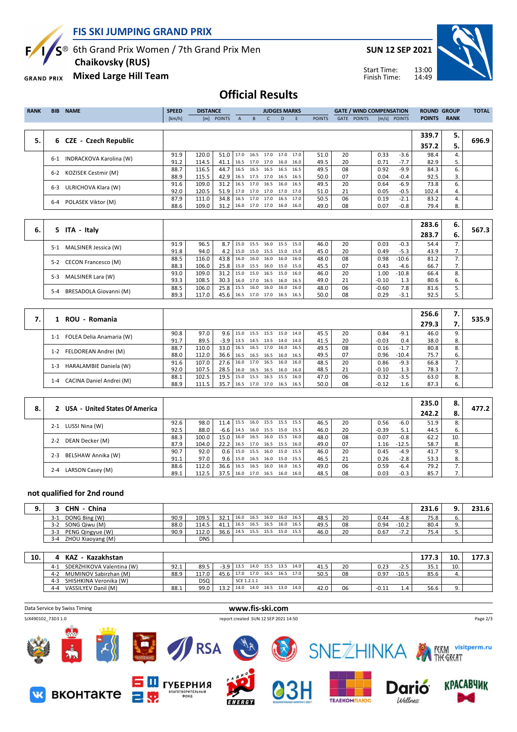# FIS SKI JUMPING GRAND PRIX

6th Grand Prix Women / 7th Grand Prix Men
**Chaikovsky (RUS)**
**Mixed Large Hill Team**

**SUN 12 SEP 2021**

Start Time: 13:00
Finish Time: 14:49

## Official Results

| RANK | BIB | NAME | SPEED [km/h] | DISTANCE [m] | DISTANCE POINTS | A | B | C | D | E | JUDGES POINTS | GATE | GATE POINTS | WIND [m/s] | WIND POINTS | ROUND POINTS | GROUP RANK | TOTAL |
|---|---|---|---|---|---|---|---|---|---|---|---|---|---|---|---|---|---|---|
| 5. | 6 | CZE - Czech Republic | | | | | | | | | | | | | | 339.7 | 5. | 696.9 |
| | | | | | | | | | | | | | | | | 357.2 | 5. | |
| | 6-1 | INDRACKOVA Karolina (W) | 91.9 | 120.0 | 51.0 | 17.0 | 16.5 | 17.0 | 17.0 | 17.0 | 51.0 | 20 | | 0.33 | -3.6 | 98.4 | 4. | |
| | | | 91.2 | 114.5 | 41.1 | 16.5 | 17.0 | 17.0 | 16.0 | 16.0 | 49.5 | 20 | | 0.71 | -7.7 | 82.9 | 5. | |
| | 6-2 | KOZISEK Cestmir (M) | 88.7 | 116.5 | 44.7 | 16.5 | 16.5 | 16.5 | 16.5 | 16.5 | 49.5 | 08 | | 0.92 | -9.9 | 84.3 | 6. | |
| | | | 88.9 | 115.5 | 42.9 | 16.5 | 17.5 | 17.0 | 16.5 | 16.5 | 50.0 | 07 | | 0.04 | -0.4 | 92.5 | 3. | |
| | 6-3 | ULRICHOVA Klara (W) | 91.6 | 109.0 | 31.2 | 16.5 | 17.0 | 16.5 | 16.0 | 16.5 | 49.5 | 20 | | 0.64 | -6.9 | 73.8 | 6. | |
| | | | 92.0 | 120.5 | 51.9 | 17.0 | 17.0 | 17.0 | 17.0 | 17.0 | 51.0 | 21 | | 0.05 | -0.5 | 102.4 | 4. | |
| | 6-4 | POLASEK Viktor (M) | 87.9 | 111.0 | 34.8 | 16.5 | 17.0 | 17.0 | 16.5 | 17.0 | 50.5 | 06 | | 0.19 | -2.1 | 83.2 | 4. | |
| | | | 88.6 | 109.0 | 31.2 | 16.0 | 17.0 | 17.0 | 16.0 | 16.0 | 49.0 | 08 | | 0.07 | -0.8 | 79.4 | 8. | |
| 6. | 5 | ITA - Italy | | | | | | | | | | | | | | 283.6 | 6. | 567.3 |
| | | | | | | | | | | | | | | | | 283.7 | 6. | |
| | 5-1 | MALSINER Jessica (W) | 91.9 | 96.5 | 8.7 | 15.0 | 15.5 | 16.0 | 15.5 | 15.0 | 46.0 | 20 | | 0.03 | -0.3 | 54.4 | 7. | |
| | | | 91.8 | 94.0 | 4.2 | 15.0 | 15.0 | 15.5 | 15.0 | 15.0 | 45.0 | 20 | | 0.49 | -5.3 | 43.9 | 7. | |
| | 5-2 | CECON Francesco (M) | 88.5 | 116.0 | 43.8 | 16.0 | 16.0 | 16.0 | 16.0 | 16.0 | 48.0 | 08 | | 0.98 | -10.6 | 81.2 | 7. | |
| | | | 88.3 | 106.0 | 25.8 | 15.0 | 15.5 | 16.0 | 15.0 | 15.0 | 45.5 | 07 | | 0.43 | -4.6 | 66.7 | 7. | |
| | 5-3 | MALSINER Lara (W) | 93.0 | 109.0 | 31.2 | 15.0 | 15.0 | 16.5 | 15.0 | 16.0 | 46.0 | 20 | | 1.00 | -10.8 | 66.4 | 8. | |
| | | | 93.3 | 108.5 | 30.3 | 16.0 | 17.0 | 16.5 | 16.0 | 16.5 | 49.0 | 21 | | -0.10 | 1.3 | 80.6 | 6. | |
| | 5-4 | BRESADOLA Giovanni (M) | 88.5 | 106.0 | 25.8 | 15.5 | 16.0 | 16.0 | 16.0 | 16.0 | 48.0 | 06 | | -0.60 | 7.8 | 81.6 | 5. | |
| | | | 89.3 | 117.0 | 45.6 | 16.5 | 17.0 | 17.0 | 16.5 | 16.5 | 50.0 | 08 | | 0.29 | -3.1 | 92.5 | 5. | |
| 7. | 1 | ROU - Romania | | | | | | | | | | | | | | 256.6 | 7. | 535.9 |
| | | | | | | | | | | | | | | | | 279.3 | 7. | |
| | 1-1 | FOLEA Delia Anamaria (W) | 90.8 | 97.0 | 9.6 | 15.0 | 15.5 | 15.5 | 15.0 | 14.0 | 45.5 | 20 | | 0.84 | -9.1 | 46.0 | 9. | |
| | | | 91.7 | 89.5 | -3.9 | 13.5 | 14.5 | 13.5 | 14.0 | 14.0 | 41.5 | 20 | | -0.03 | 0.4 | 38.0 | 8. | |
| | 1-2 | FELDOREAN Andrei (M) | 88.7 | 110.0 | 33.0 | 16.5 | 16.5 | 17.0 | 16.0 | 16.5 | 49.5 | 08 | | 0.16 | -1.7 | 80.8 | 8. | |
| | | | 88.0 | 112.0 | 36.6 | 16.5 | 16.5 | 16.5 | 16.0 | 16.5 | 49.5 | 07 | | 0.96 | -10.4 | 75.7 | 6. | |
| | 1-3 | HARALAMBIE Daniela (W) | 91.6 | 107.0 | 27.6 | 16.0 | 17.0 | 16.5 | 16.0 | 16.0 | 48.5 | 20 | | 0.86 | -9.3 | 66.8 | 7. | |
| | | | 92.0 | 107.5 | 28.5 | 16.0 | 16.5 | 16.5 | 16.0 | 16.0 | 48.5 | 21 | | -0.10 | 1.3 | 78.3 | 7. | |
| | 1-4 | CACINA Daniel Andrei (M) | 88.1 | 102.5 | 19.5 | 15.0 | 15.5 | 16.5 | 15.5 | 16.0 | 47.0 | 06 | | 0.32 | -3.5 | 63.0 | 8. | |
| | | | 88.9 | 111.5 | 35.7 | 16.5 | 17.0 | 17.0 | 16.5 | 16.5 | 50.0 | 08 | | -0.12 | 1.6 | 87.3 | 6. | |
| 8. | 2 | USA - United States Of America | | | | | | | | | | | | | | 235.0 | 8. | 477.2 |
| | | | | | | | | | | | | | | | | 242.2 | 8. | |
| | 2-1 | LUSSI Nina (W) | 92.6 | 98.0 | 11.4 | 15.5 | 16.0 | 15.5 | 15.5 | 15.5 | 46.5 | 20 | | 0.56 | -6.0 | 51.9 | 8. | |
| | | | 92.5 | 88.0 | -6.6 | 14.5 | 16.0 | 15.5 | 15.0 | 15.5 | 46.0 | 20 | | -0.39 | 5.1 | 44.5 | 6. | |
| | 2-2 | DEAN Decker (M) | 88.3 | 100.0 | 15.0 | 16.0 | 16.5 | 16.0 | 15.5 | 16.0 | 48.0 | 08 | | 0.07 | -0.8 | 62.2 | 10. | |
| | | | 87.9 | 104.0 | 22.2 | 16.5 | 17.0 | 16.5 | 15.5 | 16.0 | 49.0 | 07 | | 1.16 | -12.5 | 58.7 | 8. | |
| | 2-3 | BELSHAW Annika (W) | 90.7 | 92.0 | 0.6 | 15.0 | 15.5 | 16.0 | 15.0 | 15.5 | 46.0 | 20 | | 0.45 | -4.9 | 41.7 | 9. | |
| | | | 91.1 | 97.0 | 9.6 | 15.0 | 16.5 | 16.0 | 15.0 | 15.5 | 46.5 | 21 | | 0.26 | -2.8 | 53.3 | 8. | |
| | 2-4 | LARSON Casey (M) | 88.6 | 112.0 | 36.6 | 16.5 | 16.5 | 16.0 | 16.0 | 16.5 | 49.0 | 06 | | 0.59 | -6.4 | 79.2 | 7. | |
| | | | 89.1 | 112.5 | 37.5 | 16.0 | 17.0 | 16.5 | 16.0 | 16.0 | 48.5 | 08 | | 0.03 | -0.3 | 85.7 | 7. | |

### not qualified for 2nd round

| RANK | BIB | NAME | SPEED [km/h] | DISTANCE [m] | DISTANCE POINTS | A | B | C | D | E | JUDGES POINTS | GATE | GATE POINTS | WIND [m/s] | WIND POINTS | ROUND POINTS | GROUP RANK | TOTAL |
|---|---|---|---|---|---|---|---|---|---|---|---|---|---|---|---|---|---|---|
| 9. | 3 | CHN - China | | | | | | | | | | | | | | 231.6 | 9. | 231.6 |
| | 3-1 | DONG Bing (W) | 90.9 | 109.5 | 32.1 | 16.0 | 16.5 | 16.0 | 16.0 | 16.5 | 48.5 | 20 | | 0.44 | -4.8 | 75.8 | 6. | |
| | 3-2 | SONG Qiwu (M) | 88.0 | 114.5 | 41.1 | 16.5 | 16.5 | 16.5 | 16.0 | 16.5 | 49.5 | 08 | | 0.94 | -10.2 | 80.4 | 9. | |
| | 3-3 | PENG Qingyue (W) | 90.9 | 112.0 | 36.6 | 14.5 | 15.5 | 15.5 | 15.0 | 15.5 | 46.0 | 20 | | 0.67 | -7.2 | 75.4 | 5. | |
| | 3-4 | ZHOU Xiaoyang (M) | | DNS | | | | | | | | | | | | | | |
| 10. | 4 | KAZ - Kazakhstan | | | | | | | | | | | | | | 177.3 | 10. | 177.3 |
| | 4-1 | SDERZHIKOVA Valentina (W) | 92.1 | 89.5 | -3.9 | 13.5 | 14.0 | 15.5 | 13.5 | 14.0 | 41.5 | 20 | | 0.23 | -2.5 | 35.1 | 10. | |
| | 4-2 | MUMINOV Sabirzhan (M) | 88.9 | 117.0 | 45.6 | 17.0 | 17.0 | 16.5 | 16.5 | 17.0 | 50.5 | 08 | | 0.97 | -10.5 | 85.6 | 4. | |
| | 4-3 | SHISHKINA Veronika (W) | | DSQ | | SCE 1.2.1.1 | | | | | | | | | | | | |
| | 4-4 | VASSILYEV Danil (M) | 88.1 | 99.0 | 13.2 | 14.0 | 14.0 | 14.5 | 13.0 | 14.0 | 42.0 | 06 | | -0.11 | 1.4 | 56.6 | 9. | |

Data Service by Swiss Timing — www.fis-ski.com

SJX490102_73D3 1.0 — report created SUN 12 SEP 2021 14:50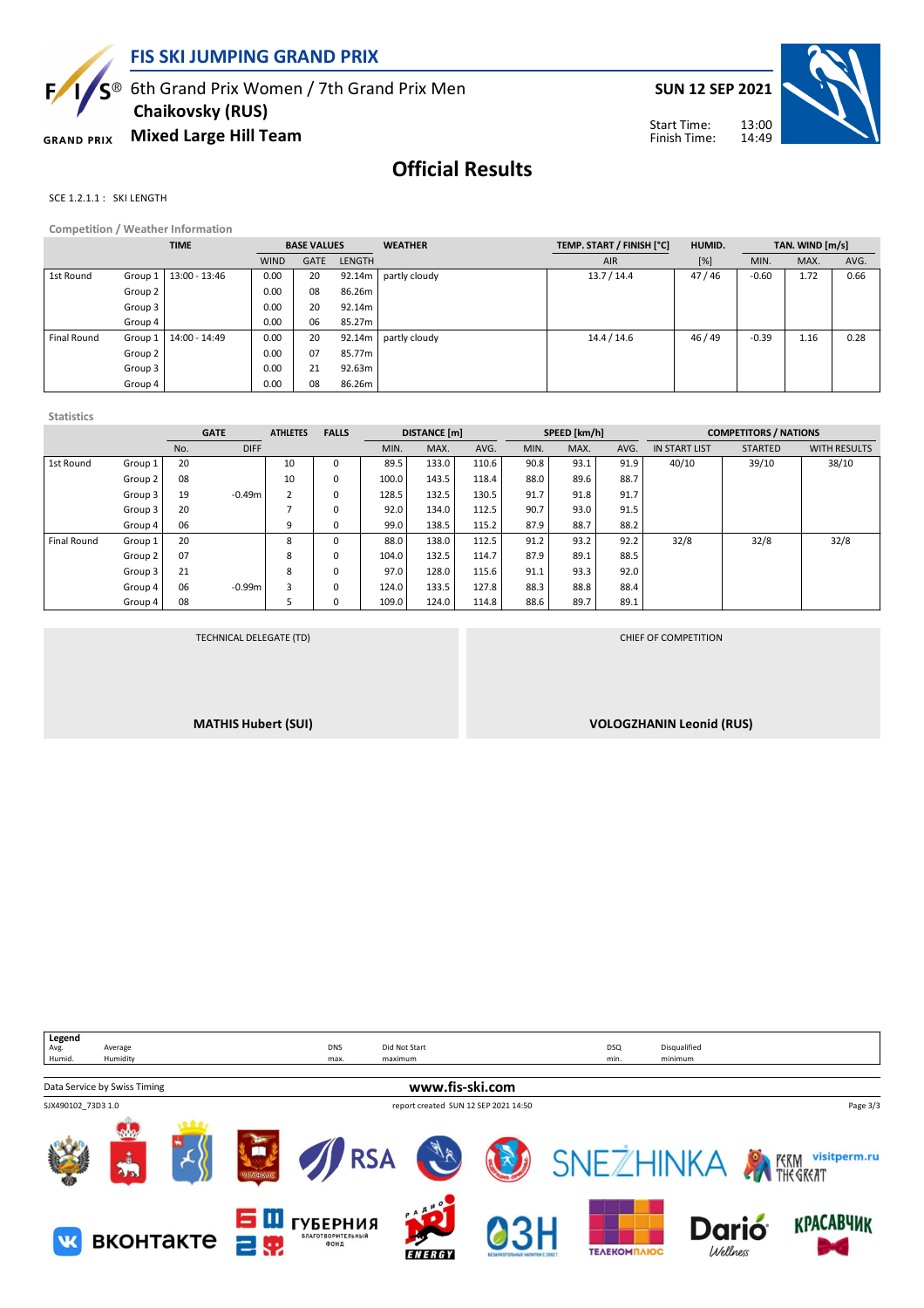# FIS SKI JUMPING GRAND PRIX

## 6th Grand Prix Women / 7th Grand Prix Men

**Chaikovsky (RUS)**

**Mixed Large Hill Team**

**SUN 12 SEP 2021**

Start Time: 13:00
Finish Time: 14:49

# Official Results

SCE 1.2.1.1 : SKI LENGTH

### Competition / Weather Information

| | | TIME | BASE VALUES | | | WEATHER | TEMP. START / FINISH [°C] | HUMID. | TAN. WIND [m/s] | | |
|---|---|---|---|---|---|---|---|---|---|---|---|
| | | | WIND | GATE | LENGTH | | AIR | [%] | MIN. | MAX. | AVG. |
| 1st Round | Group 1 | 13:00 - 13:46 | 0.00 | 20 | 92.14m | partly cloudy | 13.7 / 14.4 | 47 / 46 | -0.60 | 1.72 | 0.66 |
| | Group 2 | | 0.00 | 08 | 86.26m | | | | | | |
| | Group 3 | | 0.00 | 20 | 92.14m | | | | | | |
| | Group 4 | | 0.00 | 06 | 85.27m | | | | | | |
| Final Round | Group 1 | 14:00 - 14:49 | 0.00 | 20 | 92.14m | partly cloudy | 14.4 / 14.6 | 46 / 49 | -0.39 | 1.16 | 0.28 |
| | Group 2 | | 0.00 | 07 | 85.77m | | | | | | |
| | Group 3 | | 0.00 | 21 | 92.63m | | | | | | |
| | Group 4 | | 0.00 | 08 | 86.26m | | | | | | |

### Statistics

| | | GATE | | ATHLETES | FALLS | DISTANCE [m] | | | SPEED [km/h] | | | COMPETITORS / NATIONS | | |
|---|---|---|---|---|---|---|---|---|---|---|---|---|---|---|
| | | No. | DIFF | | | MIN. | MAX. | AVG. | MIN. | MAX. | AVG. | IN START LIST | STARTED | WITH RESULTS |
| 1st Round | Group 1 | 20 | | 10 | 0 | 89.5 | 133.0 | 110.6 | 90.8 | 93.1 | 91.9 | 40/10 | 39/10 | 38/10 |
| | Group 2 | 08 | | 10 | 0 | 100.0 | 143.5 | 118.4 | 88.0 | 89.6 | 88.7 | | | |
| | Group 3 | 19 | -0.49m | 2 | 0 | 128.5 | 132.5 | 130.5 | 91.7 | 91.8 | 91.7 | | | |
| | Group 3 | 20 | | 7 | 0 | 92.0 | 134.0 | 112.5 | 90.7 | 93.0 | 91.5 | | | |
| | Group 4 | 06 | | 9 | 0 | 99.0 | 138.5 | 115.2 | 87.9 | 88.7 | 88.2 | | | |
| Final Round | Group 1 | 20 | | 8 | 0 | 88.0 | 138.0 | 112.5 | 91.2 | 93.2 | 92.2 | 32/8 | 32/8 | 32/8 |
| | Group 2 | 07 | | 8 | 0 | 104.0 | 132.5 | 114.7 | 87.9 | 89.1 | 88.5 | | | |
| | Group 3 | 21 | | 8 | 0 | 97.0 | 128.0 | 115.6 | 91.1 | 93.3 | 92.0 | | | |
| | Group 4 | 06 | -0.99m | 3 | 0 | 124.0 | 133.5 | 127.8 | 88.3 | 88.8 | 88.4 | | | |
| | Group 4 | 08 | | 5 | 0 | 109.0 | 124.0 | 114.8 | 88.6 | 89.7 | 89.1 | | | |

| TECHNICAL DELEGATE (TD) | CHIEF OF COMPETITION |
|---|---|
| **MATHIS Hubert (SUI)** | **VOLOGZHANIN Leonid (RUS)** |

**Legend**

| | | | | | |
|---|---|---|---|---|---|
| Avg. | Average | DNS | Did Not Start | DSQ | Disqualified |
| Humid. | Humidity | max. | maximum | min. | minimum |

Data Service by Swiss Timing

www.fis-ski.com

SJX490102_73D3 1.0

report created SUN 12 SEP 2021 14:50